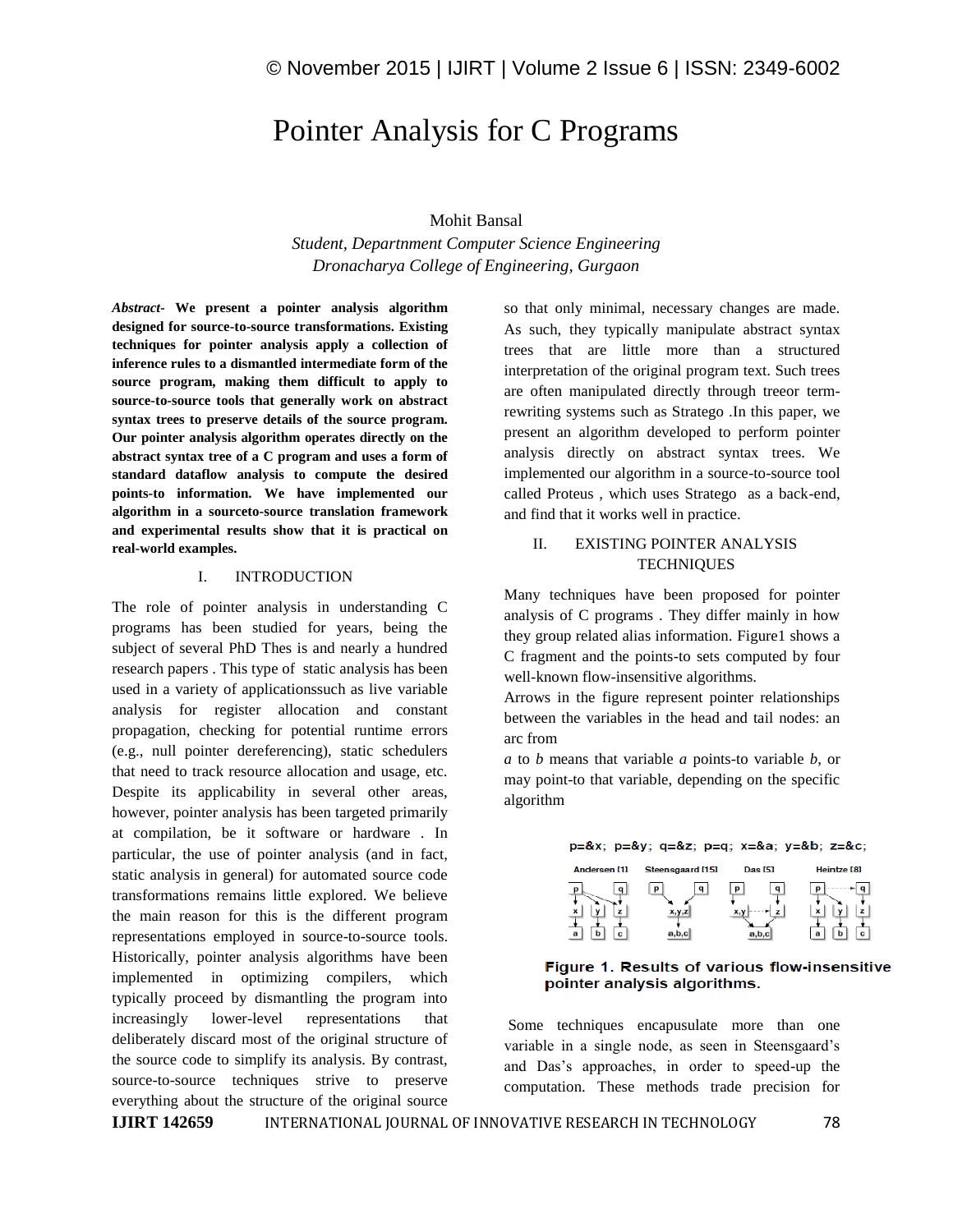# Pointer Analysis for C Programs

Mohit Bansal

*Student, Departmnent Computer Science Engineering*
*Dronacharya College of Engineering, Gurgaon*

***Abstract-*** **We present a pointer analysis algorithm designed for source-to-source transformations. Existing techniques for pointer analysis apply a collection of inference rules to a dismantled intermediate form of the source program, making them difficult to apply to source-to-source tools that generally work on abstract syntax trees to preserve details of the source program. Our pointer analysis algorithm operates directly on the abstract syntax tree of a C program and uses a form of standard dataflow analysis to compute the desired points-to information. We have implemented our algorithm in a sourceto-source translation framework and experimental results show that it is practical on real-world examples.**

## I. INTRODUCTION

The role of pointer analysis in understanding C programs has been studied for years, being the subject of several PhD Thes is and nearly a hundred research papers . This type of static analysis has been used in a variety of applicationssuch as live variable analysis for register allocation and constant propagation, checking for potential runtime errors (e.g., null pointer dereferencing), static schedulers that need to track resource allocation and usage, etc. Despite its applicability in several other areas, however, pointer analysis has been targeted primarily at compilation, be it software or hardware . In particular, the use of pointer analysis (and in fact, static analysis in general) for automated source code transformations remains little explored. We believe the main reason for this is the different program representations employed in source-to-source tools. Historically, pointer analysis algorithms have been implemented in optimizing compilers, which typically proceed by dismantling the program into increasingly lower-level representations that deliberately discard most of the original structure of the source code to simplify its analysis. By contrast, source-to-source techniques strive to preserve everything about the structure of the original source so that only minimal, necessary changes are made. As such, they typically manipulate abstract syntax trees that are little more than a structured interpretation of the original program text. Such trees are often manipulated directly through treeor term-rewriting systems such as Stratego .In this paper, we present an algorithm developed to perform pointer analysis directly on abstract syntax trees. We implemented our algorithm in a source-to-source tool called Proteus , which uses Stratego as a back-end, and find that it works well in practice.

## II. EXISTING POINTER ANALYSIS TECHNIQUES

Many techniques have been proposed for pointer analysis of C programs . They differ mainly in how they group related alias information. Figure1 shows a C fragment and the points-to sets computed by four well-known flow-insensitive algorithms.

Arrows in the figure represent pointer relationships between the variables in the head and tail nodes: an arc from *a* to *b* means that variable *a* points-to variable *b*, or may point-to that variable, depending on the specific algorithm

**Figure 1. Results of various flow-insensitive pointer analysis algorithms.**

Some techniques encapsulate more than one variable in a single node, as seen in Steensgaard's and Das's approaches, in order to speed-up the computation. These methods trade precision for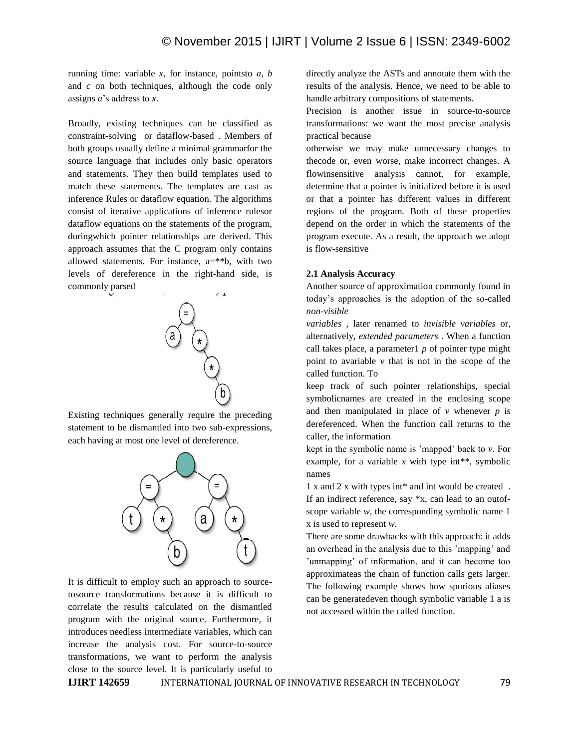running time: variable *x*, for instance, pointsto *a*, *b* and *c* on both techniques, although the code only assigns *a*'s address to *x*.

Broadly, existing techniques can be classified as constraint-solving or dataflow-based . Members of both groups usually define a minimal grammarfor the source language that includes only basic operators and statements. They then build templates used to match these statements. The templates are cast as inference Rules or dataflow equation. The algorithms consist of iterative applications of inference rulesor dataflow equations on the statements of the program, duringwhich pointer relationships are derived. This approach assumes that the C program only contains allowed statements. For instance, a=**b, with two levels of dereference in the right-hand side, is commonly parsed

Existing techniques generally require the preceding statement to be dismantled into two sub-expressions, each having at most one level of dereference.

It is difficult to employ such an approach to source-tosource transformations because it is difficult to correlate the results calculated on the dismantled program with the original source. Furthermore, it introduces needless intermediate variables, which can increase the analysis cost. For source-to-source transformations, we want to perform the analysis close to the source level. It is particularly useful to directly analyze the ASTs and annotate them with the results of the analysis. Hence, we need to be able to handle arbitrary compositions of statements.

Precision is another issue in source-to-source transformations: we want the most precise analysis practical because otherwise we may make unnecessary changes to thecode or, even worse, make incorrect changes. A flowinsensitive analysis cannot, for example, determine that a pointer is initialized before it is used or that a pointer has different values in different regions of the program. Both of these properties depend on the order in which the statements of the program execute. As a result, the approach we adopt is flow-sensitive

**2.1 Analysis Accuracy**

Another source of approximation commonly found in today's approaches is the adoption of the so-called *non-visible variables* , later renamed to *invisible variables* or, alternatively, *extended parameters* . When a function call takes place, a parameter1 *p* of pointer type might point to avariable *v* that is not in the scope of the called function. To keep track of such pointer relationships, special symbolicnames are created in the enclosing scope and then manipulated in place of *v* whenever *p* is dereferenced. When the function call returns to the caller, the information kept in the symbolic name is 'mapped' back to *v*. For example, for a variable *x* with type int**, symbolic names 1 x and 2 x with types int* and int would be created . If an indirect reference, say *x, can lead to an outof-scope variable *w*, the corresponding symbolic name 1 x is used to represent *w*.

There are some drawbacks with this approach: it adds an overhead in the analysis due to this 'mapping' and 'unmapping' of information, and it can become too approximateas the chain of function calls gets larger. The following example shows how spurious aliases can be generatedeven though symbolic variable 1 a is not accessed within the called function.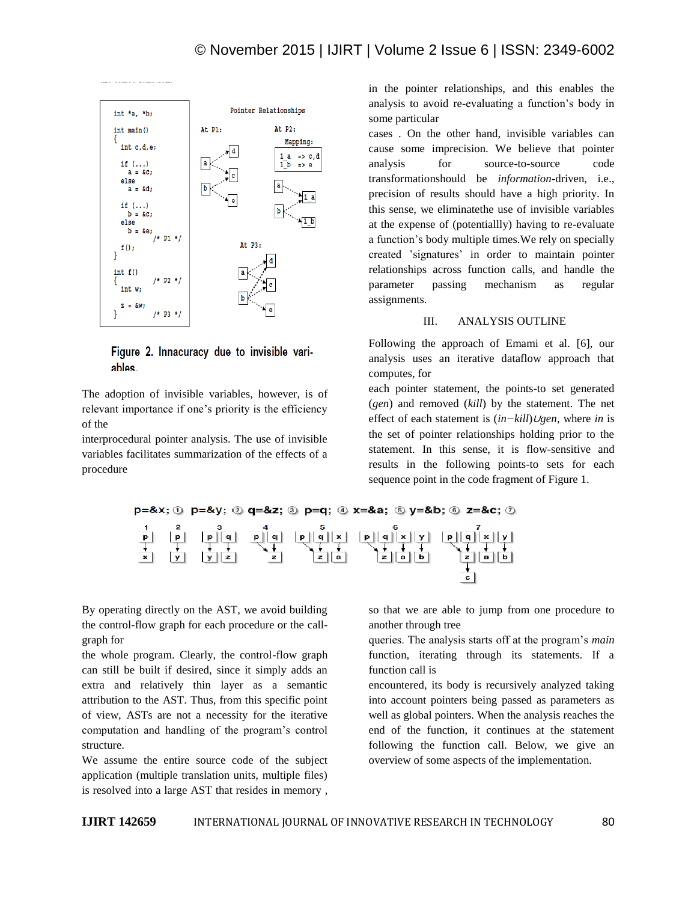```
int *a, *b;

int main()
{
  int c,d,e;

  if (...)
    a = &c;
  else
    a = &d;

  if (...)
    b = &c;
  else
    b = &e;
            /* P1 */
  f();
}

int f()
{           /* P2 */
  int w;

  z = &w;
}           /* P3 */
```

Pointer Relationships

At P1: At P2: Mapping: 1_a => c,d; 1_b => e

At P3:

Figure 2. Innacuracy due to invisible variables.

The adoption of invisible variables, however, is of relevant importance if one's priority is the efficiency of the interprocedural pointer analysis. The use of invisible variables facilitates summarization of the effects of a procedure in the pointer relationships, and this enables the analysis to avoid re-evaluating a function's body in some particular cases . On the other hand, invisible variables can cause some imprecision. We believe that pointer analysis for source-to-source code transformationshould be *information*-driven, i.e., precision of results should have a high priority. In this sense, we eliminatethe use of invisible variables at the expense of (potentiallly) having to re-evaluate a function's body multiple times.We rely on specially created 'signatures' in order to maintain pointer relationships across function calls, and handle the parameter passing mechanism as regular assignments.

## III. ANALYSIS OUTLINE

Following the approach of Emami et al. [6], our analysis uses an iterative dataflow approach that computes, for each pointer statement, the points-to set generated (*gen*) and removed (*kill*) by the statement. The net effect of each statement is $(in - kill) \cup gen$, where *in* is the set of pointer relationships holding prior to the statement. In this sense, it is flow-sensitive and results in the following points-to sets for each sequence point in the code fragment of Figure 1.

p=&x; ① p=&y; ② q=&z; ③ p=q; ④ x=&a; ⑤ y=&b; ⑥ z=&c; ⑦

By operating directly on the AST, we avoid building the control-flow graph for each procedure or the call-graph for the whole program. Clearly, the control-flow graph can still be built if desired, since it simply adds an extra and relatively thin layer as a semantic attribution to the AST. Thus, from this specific point of view, ASTs are not a necessity for the iterative computation and handling of the program's control structure.

We assume the entire source code of the subject application (multiple translation units, multiple files) is resolved into a large AST that resides in memory , so that we are able to jump from one procedure to another through tree queries. The analysis starts off at the program's *main* function, iterating through its statements. If a function call is encountered, its body is recursively analyzed taking into account pointers being passed as parameters as well as global pointers. When the analysis reaches the end of the function, it continues at the statement following the function call. Below, we give an overview of some aspects of the implementation.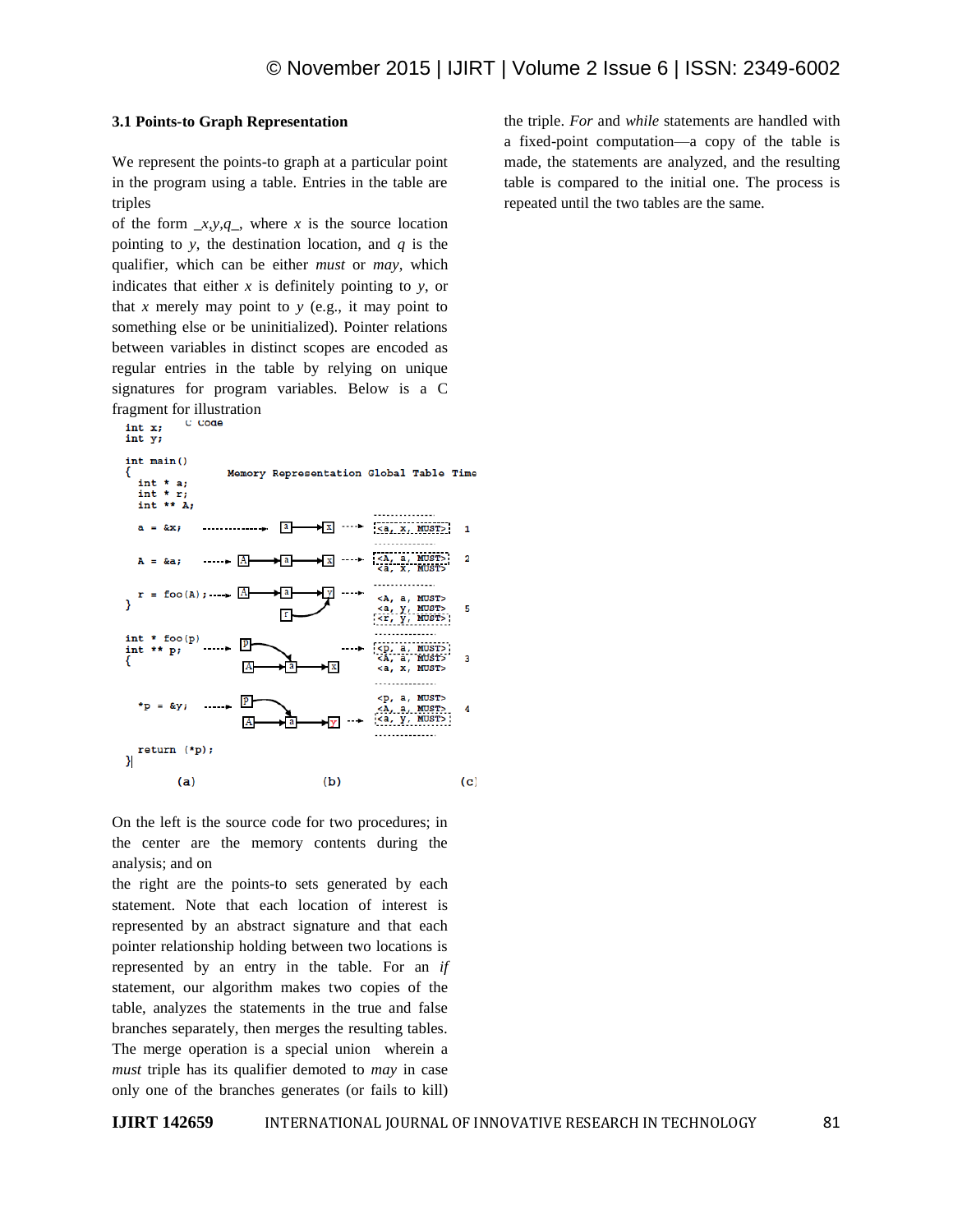### 3.1 Points-to Graph Representation

We represent the points-to graph at a particular point in the program using a table. Entries in the table are triples of the form _*x*,*y*,*q*_, where *x* is the source location pointing to *y*, the destination location, and *q* is the qualifier, which can be either *must* or *may*, which indicates that either *x* is definitely pointing to *y*, or that *x* merely may point to *y* (e.g., it may point to something else or be uninitialized). Pointer relations between variables in distinct scopes are encoded as regular entries in the table by relying on unique signatures for program variables. Below is a C fragment for illustration

C Code

Memory Representation Global Table Time

```
int x;
int y;

int main()
{
  int * a;
  int * r;
  int ** A;

  a = &x;

  A = &a;

  r = foo(A);
}

int * foo(p)
int ** p;
{

  *p = &y;

  return (*p);
}
```

<a, x, MUST> 1

<A, a, MUST>
<a, x, MUST> 2

<A, a, MUST>
<a, y, MUST>
<r, y, MUST> 5

<p, a, MUST>
<A, a, MUST>
<a, x, MUST> 3

<p, a, MUST>
<A, a, MUST>
<a, y, MUST> 4

(a) (b) (c)

On the left is the source code for two procedures; in the center are the memory contents during the analysis; and on the right are the points-to sets generated by each statement. Note that each location of interest is represented by an abstract signature and that each pointer relationship holding between two locations is represented by an entry in the table. For an *if* statement, our algorithm makes two copies of the table, analyzes the statements in the true and false branches separately, then merges the resulting tables. The merge operation is a special union wherein a *must* triple has its qualifier demoted to *may* in case only one of the branches generates (or fails to kill) the triple. *For* and *while* statements are handled with a fixed-point computation—a copy of the table is made, the statements are analyzed, and the resulting table is compared to the initial one. The process is repeated until the two tables are the same.